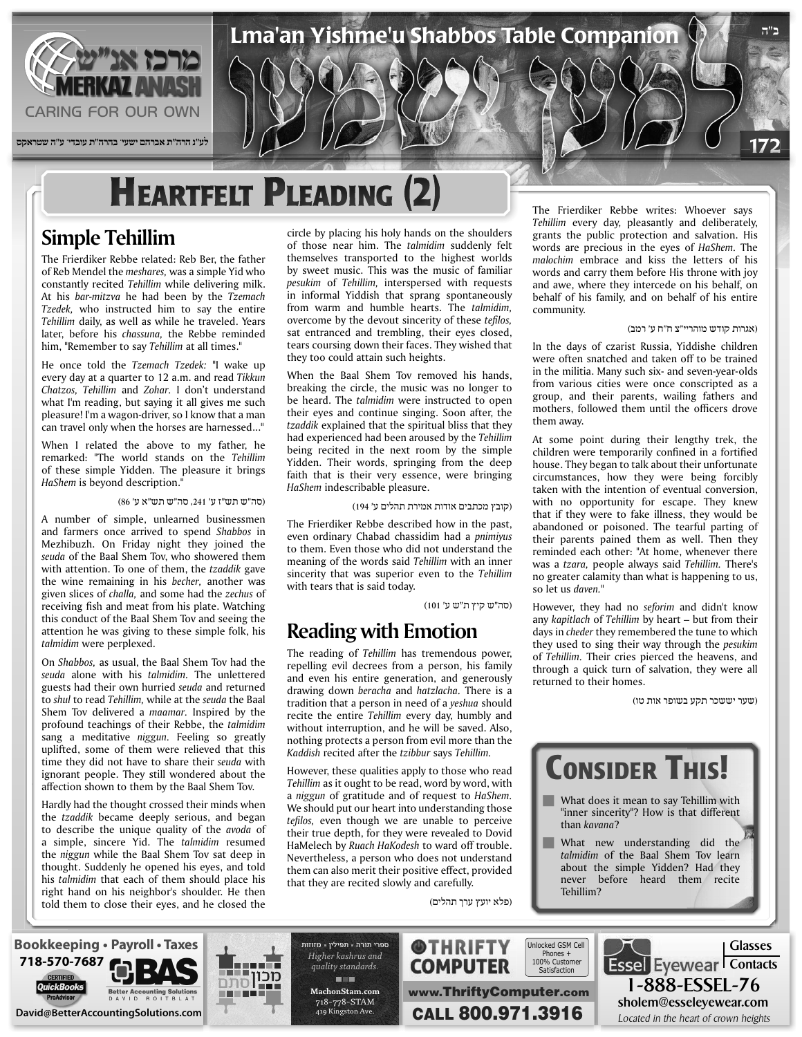# Heartfelt Pleading (2)

## Simple Tehillim

The Frierdiker Rebbe related: Reb Ber, the father of Reb Mendel the *meshares,* was a simple Yid who constantly recited *Tehillim* while delivering milk. At his *bar-mitzva* he had been by the *Tzemach Tzedek,* who instructed him to say the entire *Tehillim* daily, as well as while he traveled. Years later, before his *chassuna,* the Rebbe reminded him, "Remember to say *Tehillim* at all times."

He once told the *Tzemach Tzedek:* "I wake up every day at a quarter to 12 a.m. and read *Tikkun Chatzos, Tehillim* and *Zohar*. I don't understand what I'm reading, but saying it all gives me such pleasure! I'm a wagon-driver, so I know that a man can travel only when the horses are harnessed…"

When I related the above to my father, he remarked: "The world stands on the *Tehillim* of these simple Yidden. The pleasure it brings *HaShem* is beyond description."

(סה"ש תש"ז ע' 241, סה"ש תש"א ע' 86)

A number of simple, unlearned businessmen and farmers once arrived to spend *Shabbos* in Mezhibuzh. On Friday night they joined the *seuda* of the Baal Shem Tov, who showered them with attention. To one of them, the *tzaddik* gave the wine remaining in his *becher,* another was given slices of *challa,* and some had the *zechus* of receiving fish and meat from his plate. Watching this conduct of the Baal Shem Tov and seeing the attention he was giving to these simple folk, his *talmidim* were perplexed.

On *Shabbos,* as usual, the Baal Shem Tov had the *seuda* alone with his *talmidim*. The unlettered guests had their own hurried *seuda* and returned to *shul* to read *Tehillim,* while at the *seuda* the Baal Shem Tov delivered a *maamar*. Inspired by the profound teachings of their Rebbe, the *talmidim* sang a meditative *niggun*. Feeling so greatly uplifted, some of them were relieved that this time they did not have to share their *seuda* with ignorant people. They still wondered about the affection shown to them by the Baal Shem Tov.

Hardly had the thought crossed their minds when the *tzaddik* became deeply serious, and began to describe the unique quality of the *avoda* of a simple, sincere Yid. The *talmidim* resumed the *niggun* while the Baal Shem Tov sat deep in thought. Suddenly he opened his eyes, and told his *talmidim* that each of them should place his right hand on his neighbor's shoulder. He then told them to close their eyes, and he closed the circle by placing his holy hands on the shoulders of those near him. The *talmidim* suddenly felt themselves transported to the highest worlds by sweet music. This was the music of familiar *pesukim* of *Tehillim,* interspersed with requests in informal Yiddish that sprang spontaneously from warm and humble hearts. The *talmidim,* overcome by the devout sincerity of these *tefilos,* sat entranced and trembling, their eyes closed, tears coursing down their faces. They wished that they too could attain such heights.

When the Baal Shem Tov removed his hands, breaking the circle, the music was no longer to be heard. The *talmidim* were instructed to open their eyes and continue singing. Soon after, the *tzaddik* explained that the spiritual bliss that they had experienced had been aroused by the *Tehillim* being recited in the next room by the simple Yidden. Their words, springing from the deep faith that is their very essence, were bringing *HaShem* indescribable pleasure.

(קובץ מכתבים אודות אמירת תהלים ע' 194)

The Frierdiker Rebbe described how in the past, even ordinary Chabad chassidim had a *pnimiyus* to them. Even those who did not understand the meaning of the words said *Tehillim* with an inner sincerity that was superior even to the *Tehillim* with tears that is said today.

(סה"ש קיץ ת"ש ע' 101)

## Reading with Emotion

The reading of *Tehillim* has tremendous power, repelling evil decrees from a person, his family and even his entire generation, and generously drawing down *beracha* and *hatzlacha*. There is a tradition that a person in need of a *yeshua* should recite the entire *Tehillim* every day, humbly and without interruption, and he will be saved. Also, nothing protects a person from evil more than the *Kaddish* recited after the *tzibbur* says *Tehillim*.

However, these qualities apply to those who read *Tehillim* as it ought to be read, word by word, with a *niggun* of gratitude and of request to *HaShem*. We should put our heart into understanding those *tefilos,* even though we are unable to perceive their true depth, for they were revealed to Dovid HaMelech by *Ruach HaKodesh* to ward off trouble. Nevertheless, a person who does not understand them can also merit their positive effect, provided that they are recited slowly and carefully.

(פלא יועץ ערך תהלים)

The Frierdiker Rebbe writes: Whoever says *Tehillim* every day, pleasantly and deliberately, grants the public protection and salvation. His words are precious in the eyes of *HaShem*. The *malochim* embrace and kiss the letters of his words and carry them before His throne with joy and awe, where they intercede on his behalf, on behalf of his family, and on behalf of his entire community.

(אגרות קודש מוהריי"צ ח"ח ע' רמב)

In the days of czarist Russia, Yiddishe children were often snatched and taken off to be trained in the militia. Many such six- and seven-year-olds from various cities were once conscripted as a group, and their parents, wailing fathers and mothers, followed them until the officers drove them away.

At some point during their lengthy trek, the children were temporarily confined in a fortified house. They began to talk about their unfortunate circumstances, how they were being forcibly taken with the intention of eventual conversion, with no opportunity for escape. They knew that if they were to fake illness, they would be abandoned or poisoned. The tearful parting of their parents pained them as well. Then they reminded each other: "At home, whenever there was a *tzara,* people always said *Tehillim*. There's no greater calamity than what is happening to us, so let us *daven*."

However, they had no *seforim* and didn't know any *kapitlach* of *Tehillim* by heart – but from their days in *cheder* they remembered the tune to which they used to sing their way through the *pesukim* of *Tehillim*. Their cries pierced the heavens, and through a quick turn of salvation, they were all returned to their homes.

(שער יששכר תקע בשופר אות טו)

## Consider This!

- What does it mean to say Tehillim with "inner sincerity"? How is that different than *kavana*?
- What new understanding did the *talmidim* of the Baal Shem Tov learn about the simple Yidden? Had they never before heard them recite Tehillim?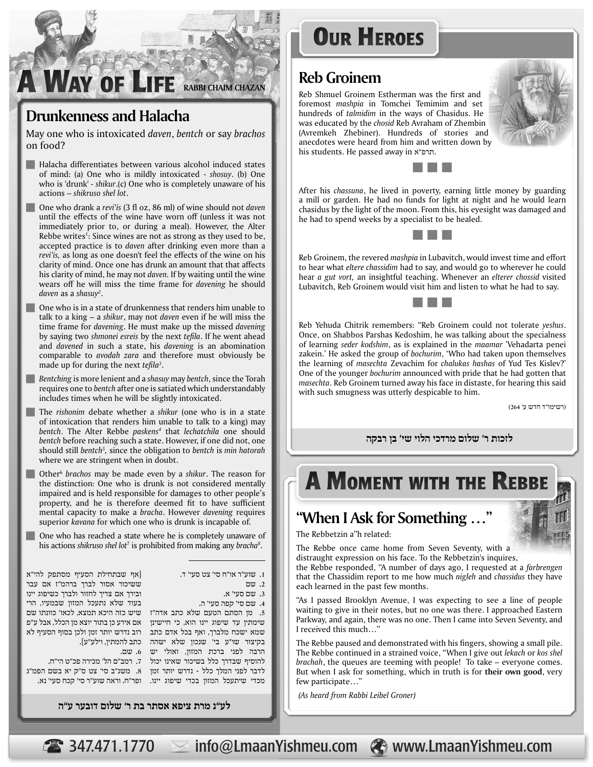# A Way of Life

RABBI CHAIM CHAZAN

## Drunkenness and Halacha

May one who is intoxicated *daven*, *bentch* or say *brachos* on food?

- Halacha differentiates between various alcohol induced states of mind: (a) One who is mildly intoxicated - *shosuy*. (b) One who is 'drunk' - *shikur*.(c) One who is completely unaware of his actions – *shikruso shel lot*.
- One who drank a *revi'is* (3 fl oz, 86 ml) of wine should not *daven* until the effects of the wine have worn off (unless it was not immediately prior to, or during a meal). However, the Alter Rebbe writes[1]: Since wines are not as strong as they used to be, accepted practice is to *daven* after drinking even more than a *revi'is,* as long as one doesn't feel the effects of the wine on his clarity of mind. Once one has drunk an amount that that affects his clarity of mind, he may not *daven.* If by waiting until the wine wears off he will miss the time frame for *davening* he should *daven* as a *shasuy*[2].
- One who is in a state of drunkenness that renders him unable to talk to a king – a *shikur*, may not *daven* even if he will miss the time frame for *davening*. He must make up the missed *davening* by saying two *shmonei esreis* by the next *tefila*. If he went ahead and *davened* in such a state, his *davening* is an abomination comparable to *avodah zara* and therefore must obviously be made up for during the next *tefila*[3].
- *Bentching* is more lenient and a *shasuy* may *bentch*, since the Torah requires one to *bentch* after one is satiated which understandably includes times when he will be slightly intoxicated.
- The *rishonim* debate whether a *shikur* (one who is in a state of intoxication that renders him unable to talk to a king) may *bentch*. The Alter Rebbe *paskens*[4] that *lechatchila* one should *bentch* before reaching such a state. However, if one did not, one should still *bentch*[5], since the obligation to *bentch* is *min hatorah* where we are stringent when in doubt.
- Other[6] *brachos* may be made even by a *shikur*. The reason for the distinction: One who is drunk is not considered mentally impaired and is held responsible for damages to other people's property, and he is therefore deemed fit to have sufficient mental capacity to make a *bracha*. However *davening* requires superior *kavana* for which one who is drunk is incapable of.
- One who has reached a state where he is completely unaware of his actions *shikruso shel lot*[7] is prohibited from making any *bracha*[8].

1. שוע"ר או"ח סי' צט סע' ד.
2. שם
3. שם סע' א.
4. שם סי' קפה סע' ה.
5. מן הסתם הטעם שלא כתב אדה"ז שימתין עד שיפוג יינו הוא, כי חיישינן שמא ישכח מלברך, ואף בכל אדם כתב בקיצור שו"ע בי' שנכון שלא ישהה הרבה לפני ברכת המזון, ואולי יש להוסיף שבדרך כלל בשיכור שאינו יכול לדבר לפני המלך כלל - נדרש יותר זמן מכדי שיתעכל המזון בכדי שיפוג יינו. [אף שבתחילת הסעיף מסתפק להי"א ששיכור אסור לברך ברהמ"ז אם עבר ובירך אם צריך לחזור ולברך כשיפוג יינו בעוד שלא נתעכל המזון שבמעיו, הרי שיש כזה היכא תמצא, לכאו' כוונתו שם אם אירע כן בתור יוצא מן הכלל, אבל ע"פ רוב נדרש יותר זמן ולכן בסוף הסעיף לא כתב להמתין, וילע"ע].
6. שם.
7. רמב"ם הל' מכירה פכ"ט הי"ח.
8. משנ"ב סי' צט ס"ק יא בשם הפמ"ג ופר"ח. וראה שוע"ר סי' קכח סע' נא.

לע"נ מרת ציפא אסתר בת ר' שלום דובער ע"ה

# Our Heroes

## Reb Groinem

Reb Shmuel Groinem Estherman was the first and foremost *mashpia* in Tomchei Temimim and set hundreds of *talmidim* in the ways of Chasidus. He was educated by the *chosid* Reb Avraham of Zhembin (Avremkeh Zhebiner). Hundreds of stories and anecdotes were heard from him and written down by his students. He passed away in תרפ"א.

After his *chassuna*, he lived in poverty, earning little money by guarding a mill or garden. He had no funds for light at night and he would learn chasidus by the light of the moon. From this, his eyesight was damaged and he had to spend weeks by a specialist to be healed.

Reb Groinem, the revered *mashpia* in Lubavitch, would invest time and effort to hear what *eltere chassidim* had to say, and would go to wherever he could hear *a gut vort,* an insightful teaching. Whenever an *elterer chossid* visited Lubavitch, Reb Groinem would visit him and listen to what he had to say.

Reb Yehuda Chitrik remembers: "Reb Groinem could not tolerate *yeshus*. Once, on Shabbos Parshas Kedoshim, he was talking about the specialness of learning *seder kodshim*, as is explained in the *maamar* 'Vehadarta penei zakein.' He asked the group of *bochurim*, 'Who had taken upon themselves the learning of *masechta* Zevachim for *chalukas hashas* of Yud Tes Kislev?' One of the younger *bochurim* announced with pride that he had gotten that *masechta*. Reb Groinem turned away his face in distaste, for hearing this said with such smugness was utterly despicable to him.

(רשימו"ד חדש ע' 264)

לזכות ר' שלום מרדכי הלוי שי' בן רבקה

# A Moment with the Rebbe

## "When I Ask for Something …"

The Rebbetzin a"h related:

The Rebbe once came home from Seven Seventy, with a distraught expression on his face. To the Rebbetzin's inquires, the Rebbe responded, "A number of days ago, I requested at a *farbrengen* that the Chassidim report to me how much *nigleh* and *chassidus* they have each learned in the past few months.

"As I passed Brooklyn Avenue, I was expecting to see a line of people waiting to give in their notes, but no one was there. I approached Eastern Parkway, and again, there was no one. Then I came into Seven Seventy, and I received this much…"

The Rebbe paused and demonstrated with his fingers, showing a small pile. The Rebbe continued in a strained voice, "When I give out *lekach* or *kos shel brachah*, the queues are teeming with people! To take – everyone comes. But when I ask for something, which in truth is for **their own good**, very few participate…"

*(As heard from Rabbi Leibel Groner)*

347.471.1770 info@LmaanYishmeu.com www.LmaanYishmeu.com